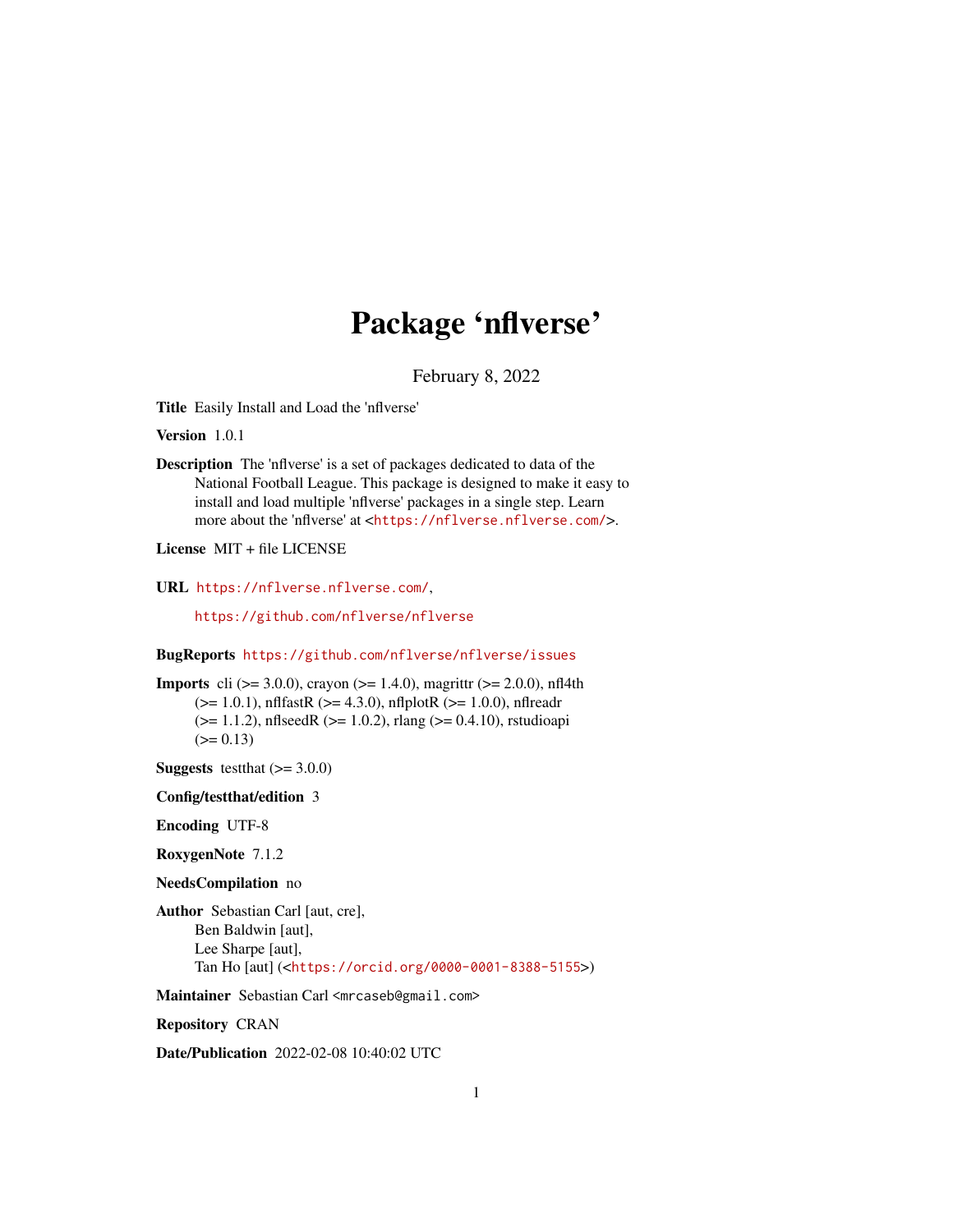# Package 'nflverse'

February 8, 2022

**Title** Easily Install and Load the 'nflverse'

**Version** 1.0.1

**Description** The 'nflverse' is a set of packages dedicated to data of the National Football League. This package is designed to make it easy to install and load multiple 'nflverse' packages in a single step. Learn more about the 'nflverse' at <https://nflverse.nflverse.com/>.

**License** MIT + file LICENSE

**URL** https://nflverse.nflverse.com/,

https://github.com/nflverse/nflverse

**BugReports** https://github.com/nflverse/nflverse/issues

**Imports** cli (>= 3.0.0), crayon (>= 1.4.0), magrittr (>= 2.0.0), nfl4th (>= 1.0.1), nflfastR (>= 4.3.0), nflplotR (>= 1.0.0), nflreadr (>= 1.1.2), nflseedR (>= 1.0.2), rlang (>= 0.4.10), rstudioapi (>= 0.13)

**Suggests** testthat (>= 3.0.0)

**Config/testthat/edition** 3

**Encoding** UTF-8

**RoxygenNote** 7.1.2

**NeedsCompilation** no

**Author** Sebastian Carl [aut, cre],
Ben Baldwin [aut],
Lee Sharpe [aut],
Tan Ho [aut] (<https://orcid.org/0000-0001-8388-5155>)

**Maintainer** Sebastian Carl <mrcaseb@gmail.com>

**Repository** CRAN

**Date/Publication** 2022-02-08 10:40:02 UTC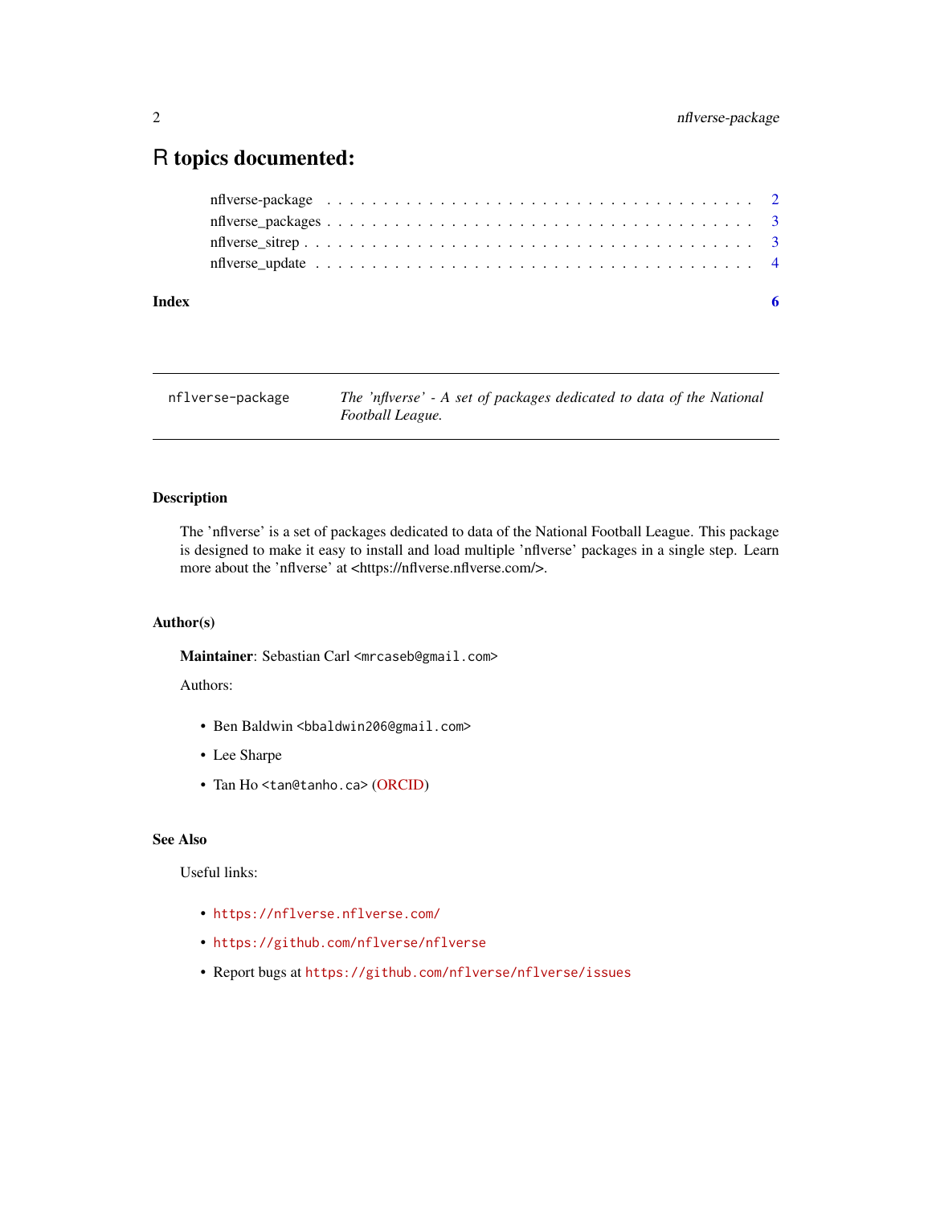# R topics documented:

nflverse-package . . . . . . . . . . . . . . . . . . . . . . . . . . . . . . . . . . . . 2
nflverse_packages . . . . . . . . . . . . . . . . . . . . . . . . . . . . . . . . . . . . 3
nflverse_sitrep . . . . . . . . . . . . . . . . . . . . . . . . . . . . . . . . . . . . 3
nflverse_update . . . . . . . . . . . . . . . . . . . . . . . . . . . . . . . . . . . . 4

**Index** 6

---

`nflverse-package` *The 'nflverse' - A set of packages dedicated to data of the National Football League.*

---

### Description

The 'nflverse' is a set of packages dedicated to data of the National Football League. This package is designed to make it easy to install and load multiple 'nflverse' packages in a single step. Learn more about the 'nflverse' at <https://nflverse.nflverse.com/>.

### Author(s)

**Maintainer**: Sebastian Carl <mrcaseb@gmail.com>

Authors:

- Ben Baldwin <bbaldwin206@gmail.com>
- Lee Sharpe
- Tan Ho <tan@tanho.ca> (ORCID)

### See Also

Useful links:

- https://nflverse.nflverse.com/
- https://github.com/nflverse/nflverse
- Report bugs at https://github.com/nflverse/nflverse/issues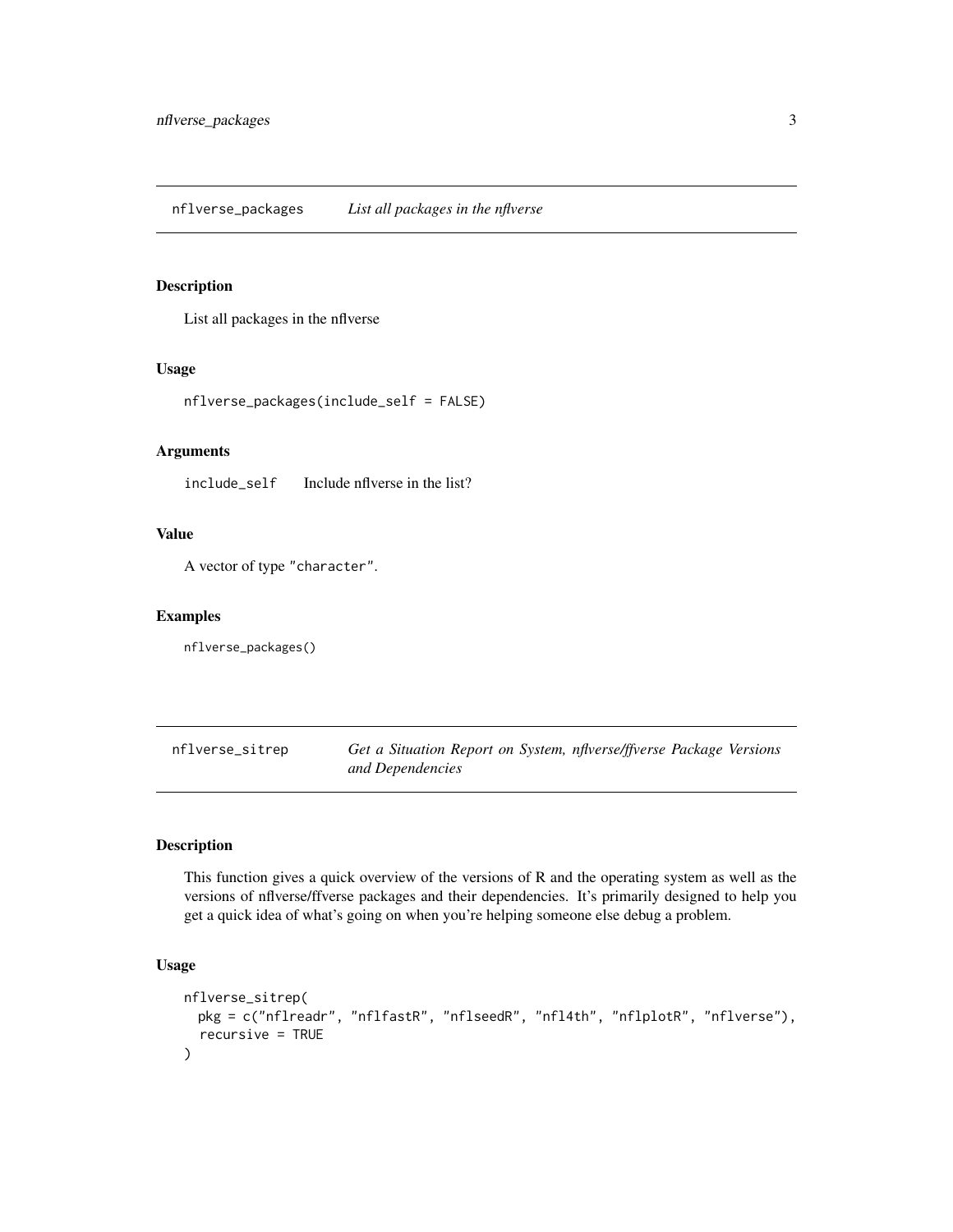## nflverse_packages — *List all packages in the nflverse*

### Description

List all packages in the nflverse

### Usage

```
nflverse_packages(include_self = FALSE)
```

### Arguments

| | |
|---|---|
| include_self | Include nflverse in the list? |

### Value

A vector of type "character".

### Examples

```
nflverse_packages()
```

## nflverse_sitrep — *Get a Situation Report on System, nflverse/ffverse Package Versions and Dependencies*

### Description

This function gives a quick overview of the versions of R and the operating system as well as the versions of nflverse/ffverse packages and their dependencies. It's primarily designed to help you get a quick idea of what's going on when you're helping someone else debug a problem.

### Usage

```
nflverse_sitrep(
  pkg = c("nflreadr", "nflfastR", "nflseedR", "nfl4th", "nflplotR", "nflverse"),
  recursive = TRUE
)
```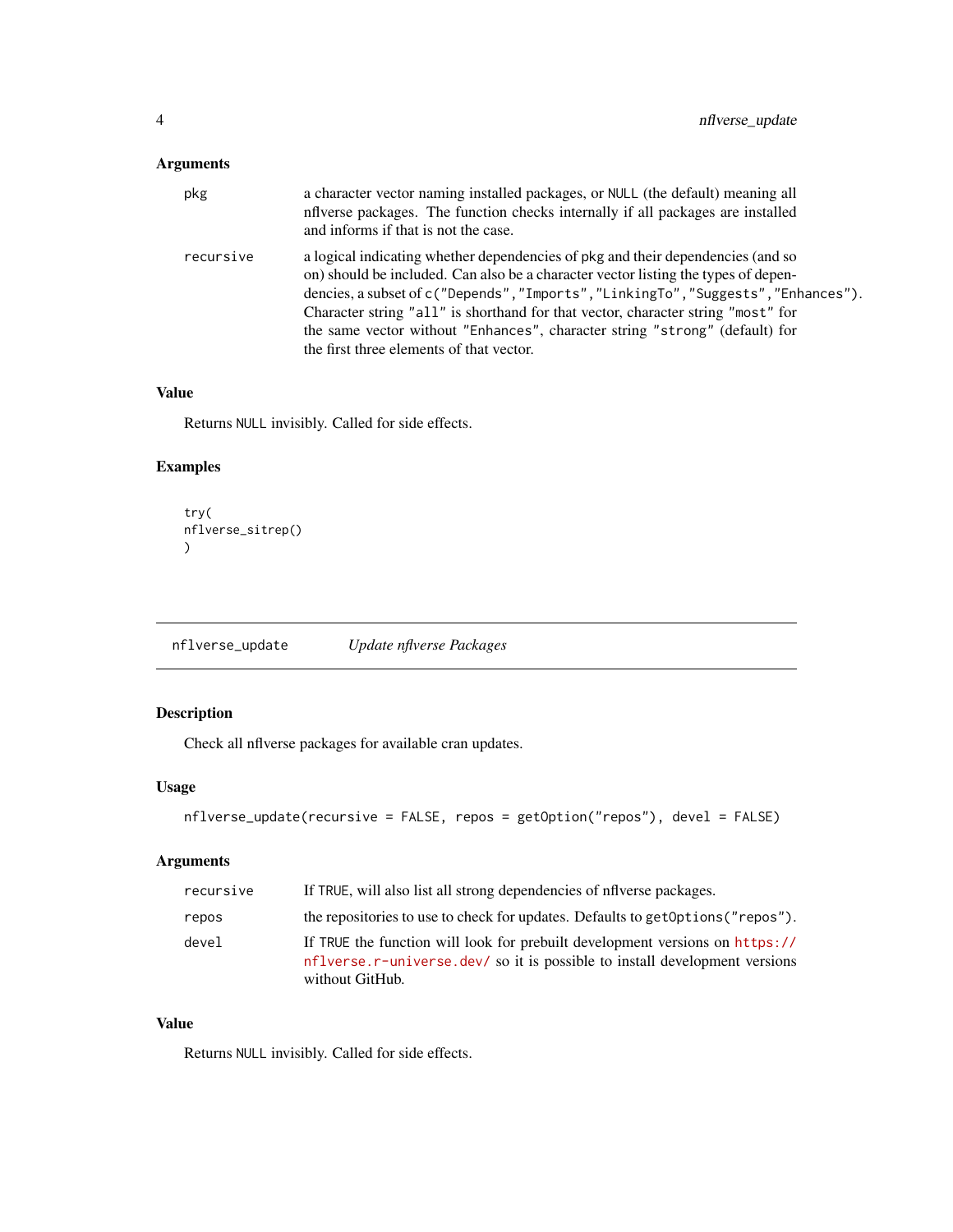### Arguments

| | |
|---|---|
| `pkg` | a character vector naming installed packages, or `NULL` (the default) meaning all nflverse packages. The function checks internally if all packages are installed and informs if that is not the case. |
| `recursive` | a logical indicating whether dependencies of `pkg` and their dependencies (and so on) should be included. Can also be a character vector listing the types of dependencies, a subset of `c("Depends","Imports","LinkingTo","Suggests","Enhances")`. Character string `"all"` is shorthand for that vector, character string `"most"` for the same vector without `"Enhances"`, character string `"strong"` (default) for the first three elements of that vector. |

### Value

Returns `NULL` invisibly. Called for side effects.

### Examples

```
try(
nflverse_sitrep()
)
```

---

## nflverse_update — *Update nflverse Packages*

### Description

Check all nflverse packages for available cran updates.

### Usage

```
nflverse_update(recursive = FALSE, repos = getOption("repos"), devel = FALSE)
```

### Arguments

| | |
|---|---|
| `recursive` | If `TRUE`, will also list all strong dependencies of nflverse packages. |
| `repos` | the repositories to use to check for updates. Defaults to `getOptions("repos")`. |
| `devel` | If `TRUE` the function will look for prebuilt development versions on https://nflverse.r-universe.dev/ so it is possible to install development versions without GitHub. |

### Value

Returns `NULL` invisibly. Called for side effects.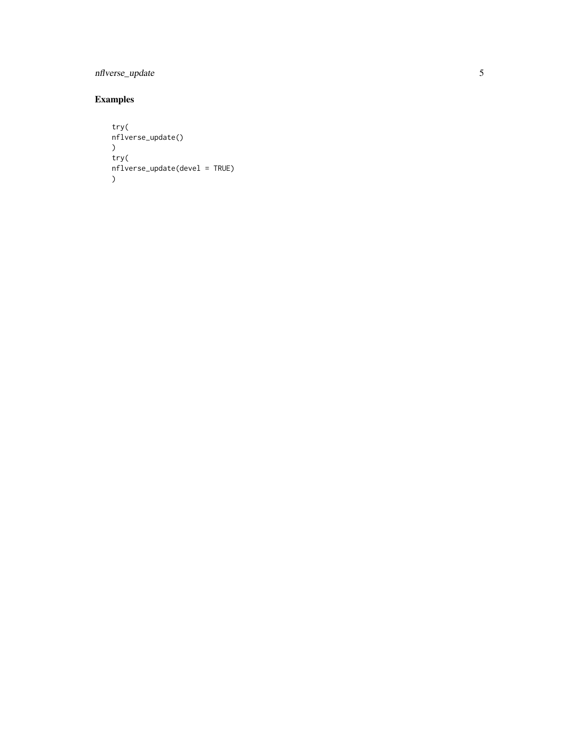## Examples

```
try(
nflverse_update()
)
try(
nflverse_update(devel = TRUE)
)
```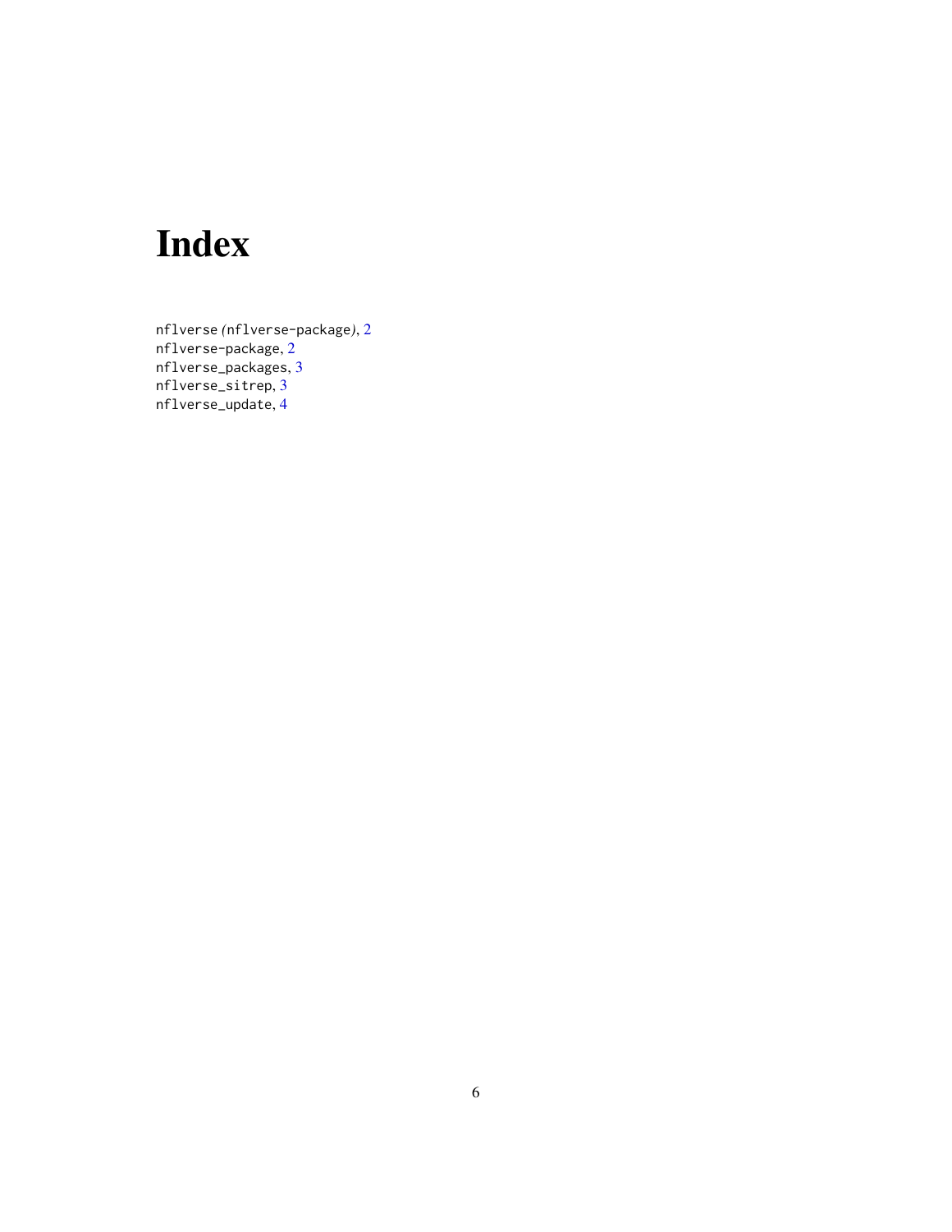# Index

nflverse *(*nflverse-package*)*, 2
nflverse-package, 2
nflverse_packages, 3
nflverse_sitrep, 3
nflverse_update, 4